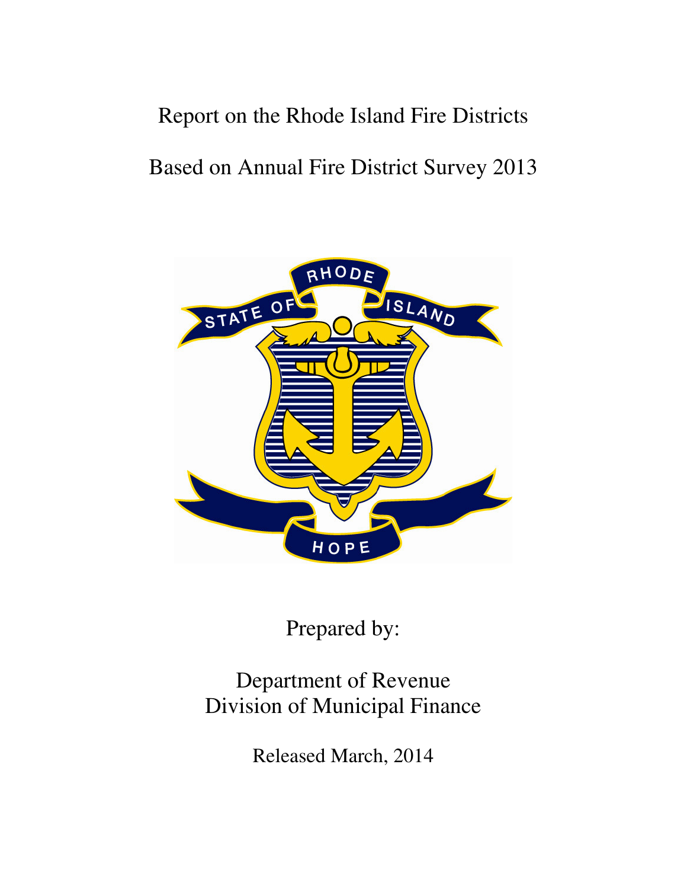# Report on the Rhode Island Fire Districts

## Based on Annual Fire District Survey 2013

Prepared by:

Department of Revenue
Division of Municipal Finance

Released March, 2014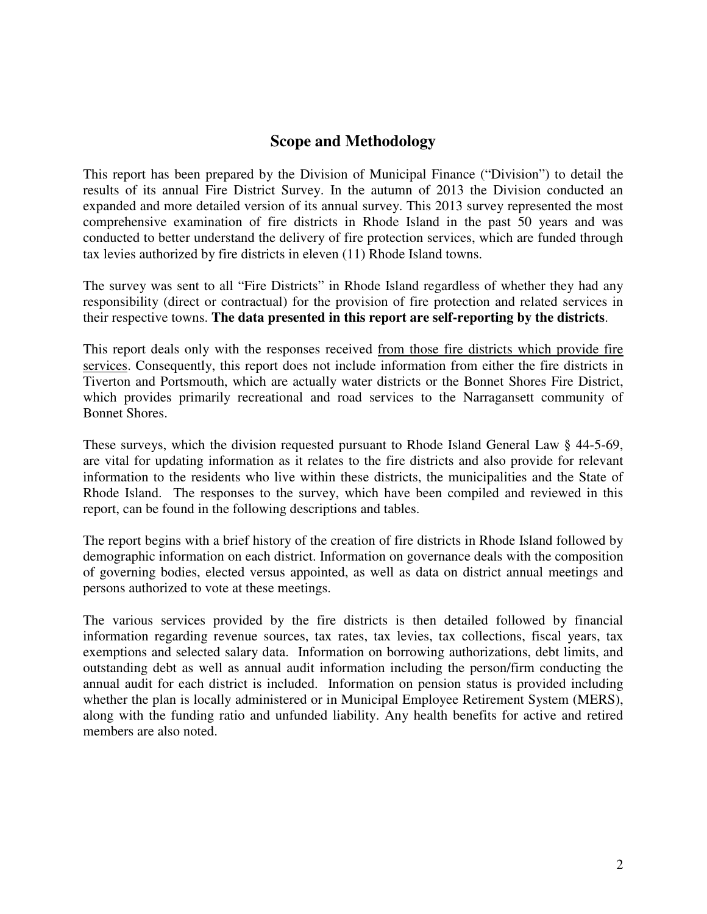## Scope and Methodology

This report has been prepared by the Division of Municipal Finance ("Division") to detail the results of its annual Fire District Survey. In the autumn of 2013 the Division conducted an expanded and more detailed version of its annual survey. This 2013 survey represented the most comprehensive examination of fire districts in Rhode Island in the past 50 years and was conducted to better understand the delivery of fire protection services, which are funded through tax levies authorized by fire districts in eleven (11) Rhode Island towns.

The survey was sent to all "Fire Districts" in Rhode Island regardless of whether they had any responsibility (direct or contractual) for the provision of fire protection and related services in their respective towns. **The data presented in this report are self-reporting by the districts**.

This report deals only with the responses received from those fire districts which provide fire services. Consequently, this report does not include information from either the fire districts in Tiverton and Portsmouth, which are actually water districts or the Bonnet Shores Fire District, which provides primarily recreational and road services to the Narragansett community of Bonnet Shores.

These surveys, which the division requested pursuant to Rhode Island General Law § 44-5-69, are vital for updating information as it relates to the fire districts and also provide for relevant information to the residents who live within these districts, the municipalities and the State of Rhode Island. The responses to the survey, which have been compiled and reviewed in this report, can be found in the following descriptions and tables.

The report begins with a brief history of the creation of fire districts in Rhode Island followed by demographic information on each district. Information on governance deals with the composition of governing bodies, elected versus appointed, as well as data on district annual meetings and persons authorized to vote at these meetings.

The various services provided by the fire districts is then detailed followed by financial information regarding revenue sources, tax rates, tax levies, tax collections, fiscal years, tax exemptions and selected salary data. Information on borrowing authorizations, debt limits, and outstanding debt as well as annual audit information including the person/firm conducting the annual audit for each district is included. Information on pension status is provided including whether the plan is locally administered or in Municipal Employee Retirement System (MERS), along with the funding ratio and unfunded liability. Any health benefits for active and retired members are also noted.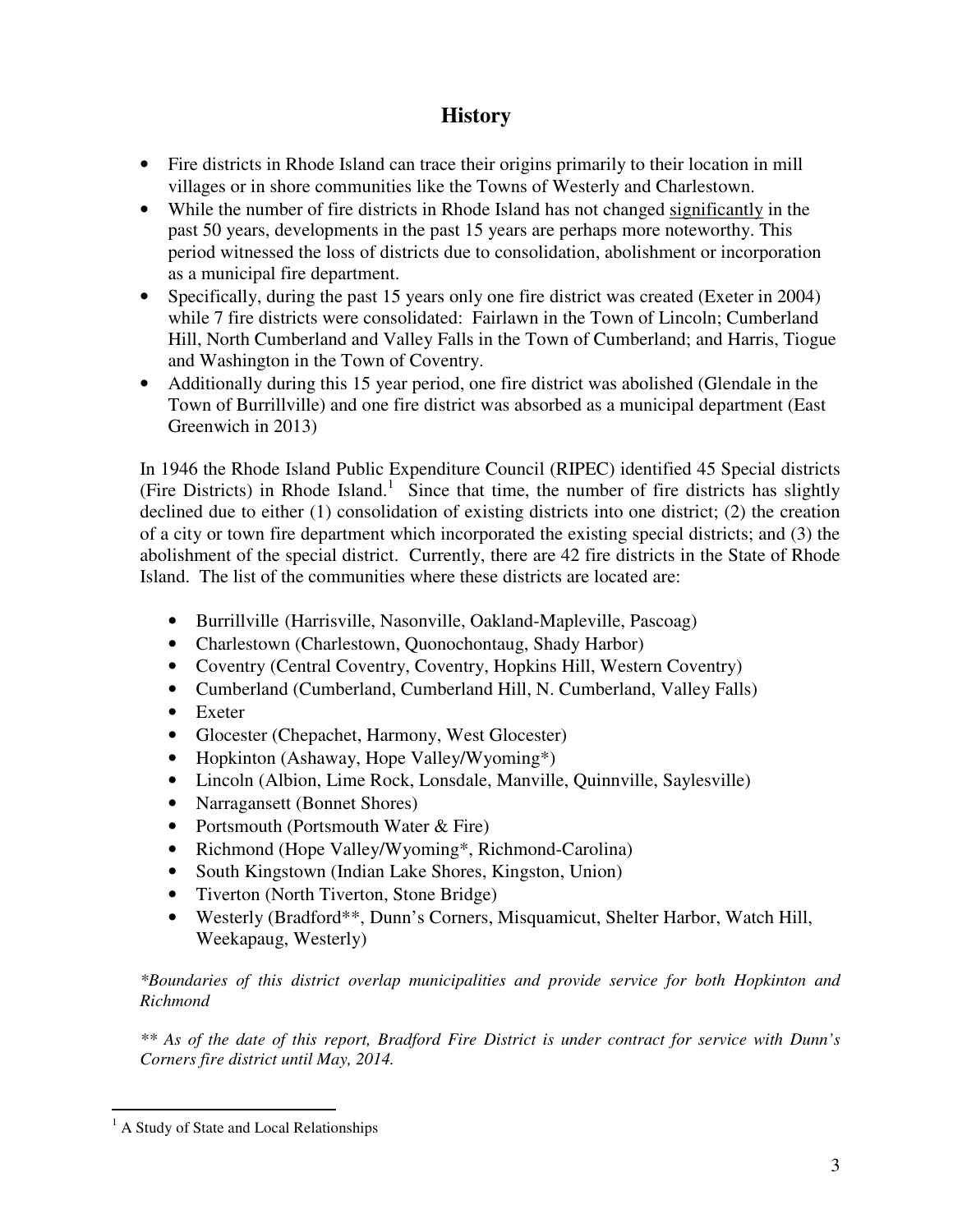# History

- Fire districts in Rhode Island can trace their origins primarily to their location in mill villages or in shore communities like the Towns of Westerly and Charlestown.
- While the number of fire districts in Rhode Island has not changed significantly in the past 50 years, developments in the past 15 years are perhaps more noteworthy. This period witnessed the loss of districts due to consolidation, abolishment or incorporation as a municipal fire department.
- Specifically, during the past 15 years only one fire district was created (Exeter in 2004) while 7 fire districts were consolidated: Fairlawn in the Town of Lincoln; Cumberland Hill, North Cumberland and Valley Falls in the Town of Cumberland; and Harris, Tiogue and Washington in the Town of Coventry.
- Additionally during this 15 year period, one fire district was abolished (Glendale in the Town of Burrillville) and one fire district was absorbed as a municipal department (East Greenwich in 2013)

In 1946 the Rhode Island Public Expenditure Council (RIPEC) identified 45 Special districts (Fire Districts) in Rhode Island.[1] Since that time, the number of fire districts has slightly declined due to either (1) consolidation of existing districts into one district; (2) the creation of a city or town fire department which incorporated the existing special districts; and (3) the abolishment of the special district. Currently, there are 42 fire districts in the State of Rhode Island. The list of the communities where these districts are located are:

- Burrillville (Harrisville, Nasonville, Oakland-Mapleville, Pascoag)
- Charlestown (Charlestown, Quonochontaug, Shady Harbor)
- Coventry (Central Coventry, Coventry, Hopkins Hill, Western Coventry)
- Cumberland (Cumberland, Cumberland Hill, N. Cumberland, Valley Falls)
- Exeter
- Glocester (Chepachet, Harmony, West Glocester)
- Hopkinton (Ashaway, Hope Valley/Wyoming*)
- Lincoln (Albion, Lime Rock, Lonsdale, Manville, Quinnville, Saylesville)
- Narragansett (Bonnet Shores)
- Portsmouth (Portsmouth Water & Fire)
- Richmond (Hope Valley/Wyoming*, Richmond-Carolina)
- South Kingstown (Indian Lake Shores, Kingston, Union)
- Tiverton (North Tiverton, Stone Bridge)
- Westerly (Bradford**, Dunn's Corners, Misquamicut, Shelter Harbor, Watch Hill, Weekapaug, Westerly)

*\*Boundaries of this district overlap municipalities and provide service for both Hopkinton and Richmond*

*\*\* As of the date of this report, Bradford Fire District is under contract for service with Dunn's Corners fire district until May, 2014.*

[1] A Study of State and Local Relationships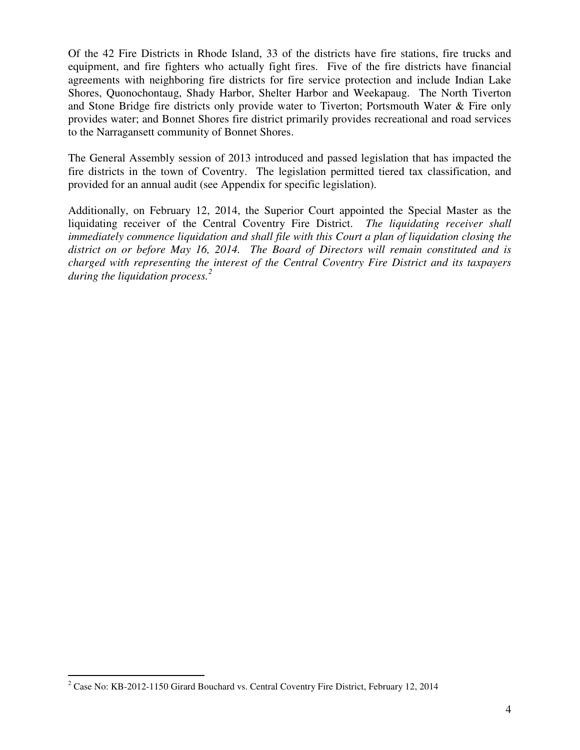Of the 42 Fire Districts in Rhode Island, 33 of the districts have fire stations, fire trucks and equipment, and fire fighters who actually fight fires. Five of the fire districts have financial agreements with neighboring fire districts for fire service protection and include Indian Lake Shores, Quonochontaug, Shady Harbor, Shelter Harbor and Weekapaug. The North Tiverton and Stone Bridge fire districts only provide water to Tiverton; Portsmouth Water & Fire only provides water; and Bonnet Shores fire district primarily provides recreational and road services to the Narragansett community of Bonnet Shores.

The General Assembly session of 2013 introduced and passed legislation that has impacted the fire districts in the town of Coventry. The legislation permitted tiered tax classification, and provided for an annual audit (see Appendix for specific legislation).

Additionally, on February 12, 2014, the Superior Court appointed the Special Master as the liquidating receiver of the Central Coventry Fire District. *The liquidating receiver shall immediately commence liquidation and shall file with this Court a plan of liquidation closing the district on or before May 16, 2014. The Board of Directors will remain constituted and is charged with representing the interest of the Central Coventry Fire District and its taxpayers during the liquidation process.*[2]

---

[2] Case No: KB-2012-1150 Girard Bouchard vs. Central Coventry Fire District, February 12, 2014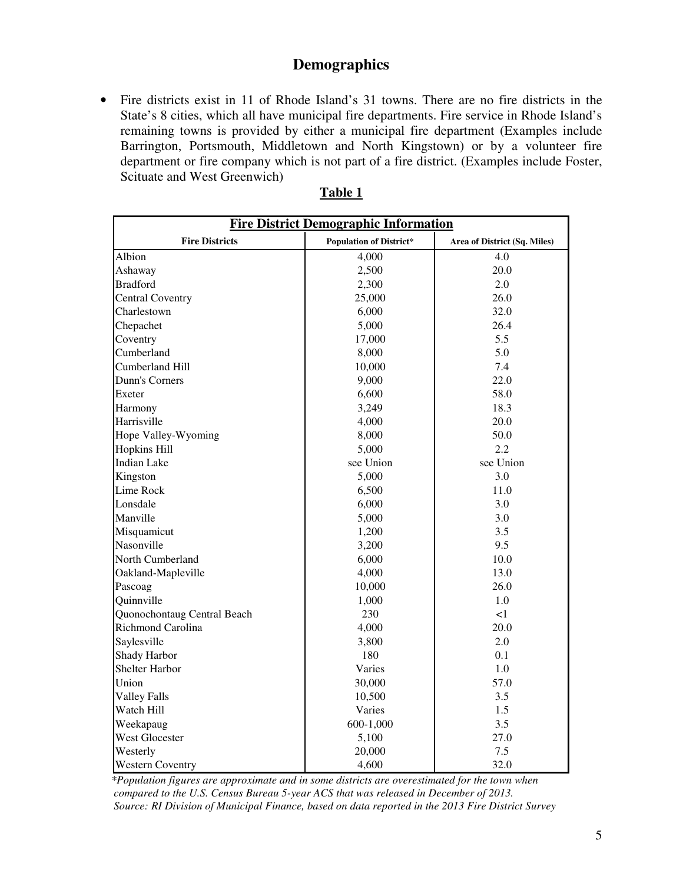## Demographics

- Fire districts exist in 11 of Rhode Island's 31 towns. There are no fire districts in the State's 8 cities, which all have municipal fire departments. Fire service in Rhode Island's remaining towns is provided by either a municipal fire department (Examples include Barrington, Portsmouth, Middletown and North Kingstown) or by a volunteer fire department or fire company which is not part of a fire district. (Examples include Foster, Scituate and West Greenwich)

**Table 1**

| Fire District Demographic Information | | |
|---|---|---|
| **Fire Districts** | **Population of District*** | **Area of District (Sq. Miles)** |
| Albion | 4,000 | 4.0 |
| Ashaway | 2,500 | 20.0 |
| Bradford | 2,300 | 2.0 |
| Central Coventry | 25,000 | 26.0 |
| Charlestown | 6,000 | 32.0 |
| Chepachet | 5,000 | 26.4 |
| Coventry | 17,000 | 5.5 |
| Cumberland | 8,000 | 5.0 |
| Cumberland Hill | 10,000 | 7.4 |
| Dunn's Corners | 9,000 | 22.0 |
| Exeter | 6,600 | 58.0 |
| Harmony | 3,249 | 18.3 |
| Harrisville | 4,000 | 20.0 |
| Hope Valley-Wyoming | 8,000 | 50.0 |
| Hopkins Hill | 5,000 | 2.2 |
| Indian Lake | see Union | see Union |
| Kingston | 5,000 | 3.0 |
| Lime Rock | 6,500 | 11.0 |
| Lonsdale | 6,000 | 3.0 |
| Manville | 5,000 | 3.0 |
| Misquamicut | 1,200 | 3.5 |
| Nasonville | 3,200 | 9.5 |
| North Cumberland | 6,000 | 10.0 |
| Oakland-Mapleville | 4,000 | 13.0 |
| Pascoag | 10,000 | 26.0 |
| Quinnville | 1,000 | 1.0 |
| Quonochontaug Central Beach | 230 | <1 |
| Richmond Carolina | 4,000 | 20.0 |
| Saylesville | 3,800 | 2.0 |
| Shady Harbor | 180 | 0.1 |
| Shelter Harbor | Varies | 1.0 |
| Union | 30,000 | 57.0 |
| Valley Falls | 10,500 | 3.5 |
| Watch Hill | Varies | 1.5 |
| Weekapaug | 600-1,000 | 3.5 |
| West Glocester | 5,100 | 27.0 |
| Westerly | 20,000 | 7.5 |
| Western Coventry | 4,600 | 32.0 |

*\*Population figures are approximate and in some districts are overestimated for the town when compared to the U.S. Census Bureau 5-year ACS that was released in December of 2013.*

*Source: RI Division of Municipal Finance, based on data reported in the 2013 Fire District Survey*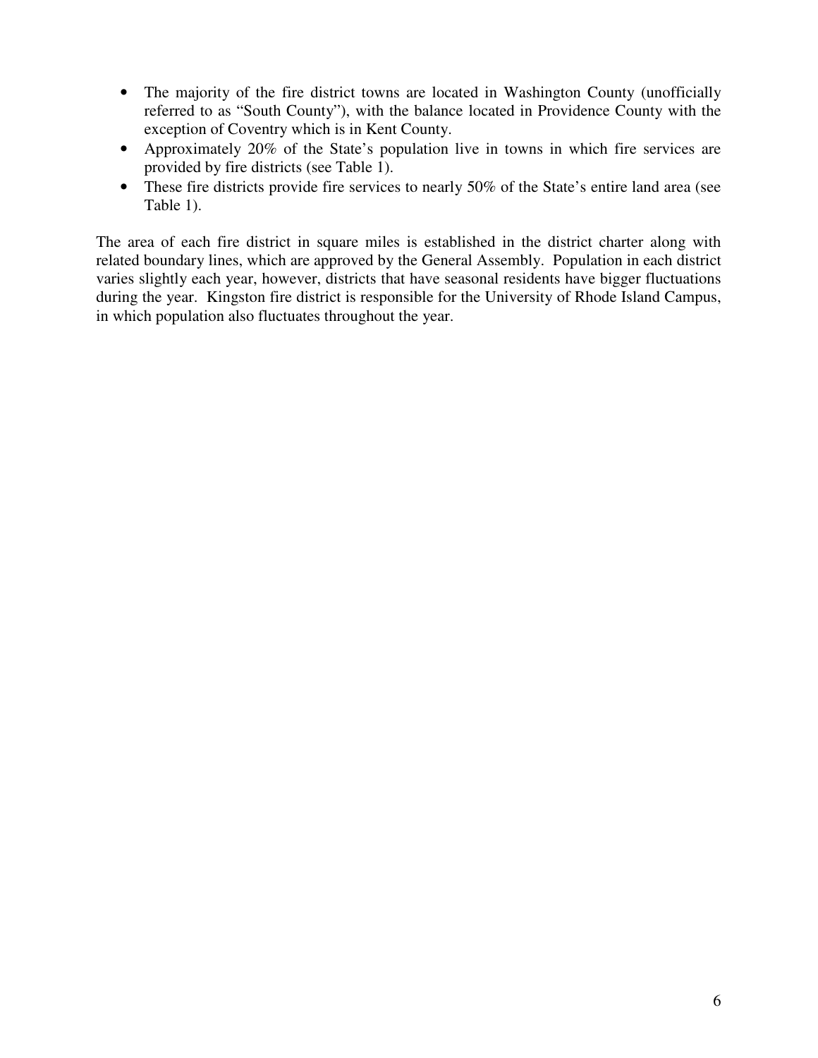- The majority of the fire district towns are located in Washington County (unofficially referred to as "South County"), with the balance located in Providence County with the exception of Coventry which is in Kent County.
- Approximately 20% of the State's population live in towns in which fire services are provided by fire districts (see Table 1).
- These fire districts provide fire services to nearly 50% of the State's entire land area (see Table 1).

The area of each fire district in square miles is established in the district charter along with related boundary lines, which are approved by the General Assembly. Population in each district varies slightly each year, however, districts that have seasonal residents have bigger fluctuations during the year. Kingston fire district is responsible for the University of Rhode Island Campus, in which population also fluctuates throughout the year.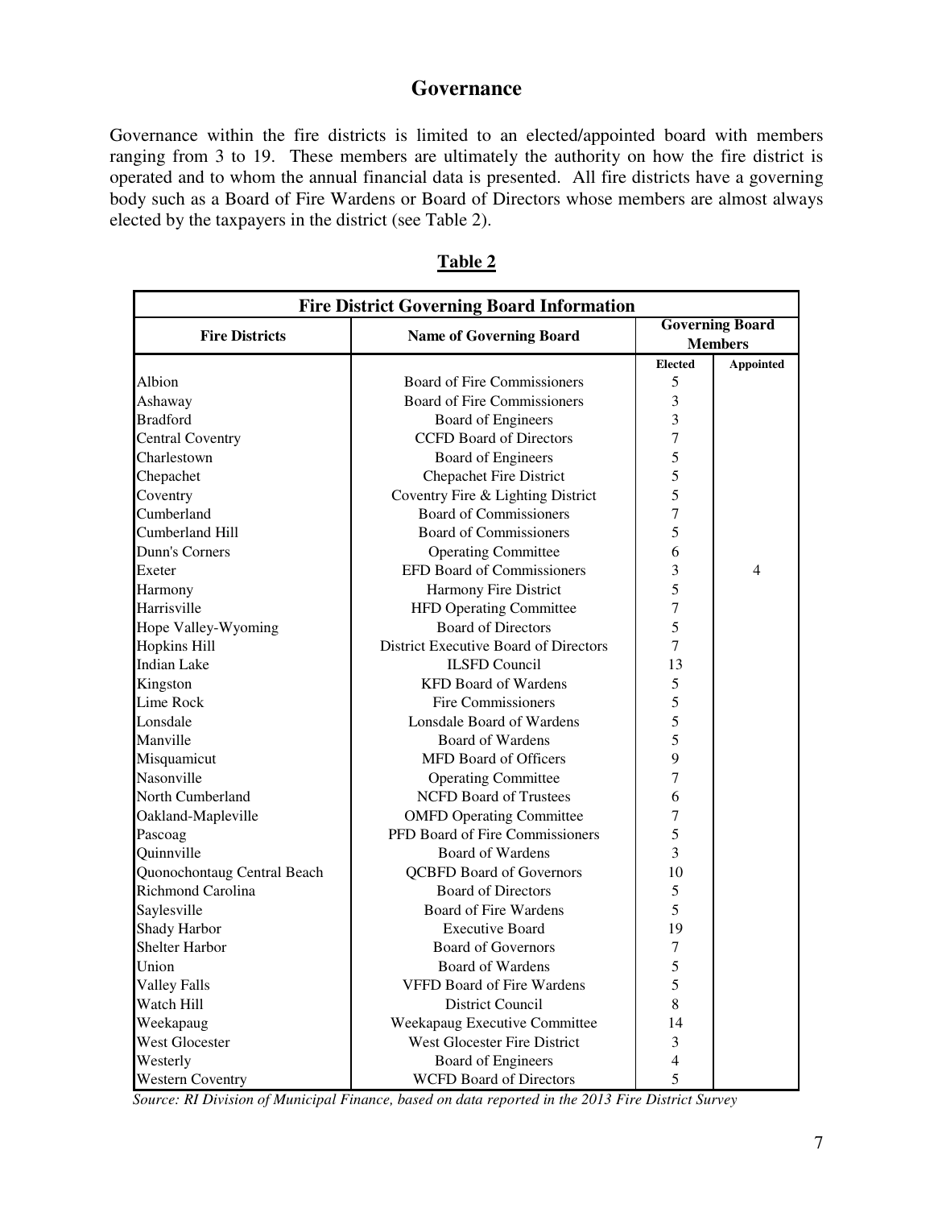## Governance

Governance within the fire districts is limited to an elected/appointed board with members ranging from 3 to 19. These members are ultimately the authority on how the fire district is operated and to whom the annual financial data is presented. All fire districts have a governing body such as a Board of Fire Wardens or Board of Directors whose members are almost always elected by the taxpayers in the district (see Table 2).

**Table 2**

| Fire District Governing Board Information | | | |
|---|---|---|---|
| **Fire Districts** | **Name of Governing Board** | **Governing Board Members** | |
| | | **Elected** | **Appointed** |
| Albion | Board of Fire Commissioners | 5 | |
| Ashaway | Board of Fire Commissioners | 3 | |
| Bradford | Board of Engineers | 3 | |
| Central Coventry | CCFD Board of Directors | 7 | |
| Charlestown | Board of Engineers | 5 | |
| Chepachet | Chepachet Fire District | 5 | |
| Coventry | Coventry Fire & Lighting District | 5 | |
| Cumberland | Board of Commissioners | 7 | |
| Cumberland Hill | Board of Commissioners | 5 | |
| Dunn's Corners | Operating Committee | 6 | |
| Exeter | EFD Board of Commissioners | 3 | 4 |
| Harmony | Harmony Fire District | 5 | |
| Harrisville | HFD Operating Committee | 7 | |
| Hope Valley-Wyoming | Board of Directors | 5 | |
| Hopkins Hill | District Executive Board of Directors | 7 | |
| Indian Lake | ILSFD Council | 13 | |
| Kingston | KFD Board of Wardens | 5 | |
| Lime Rock | Fire Commissioners | 5 | |
| Lonsdale | Lonsdale Board of Wardens | 5 | |
| Manville | Board of Wardens | 5 | |
| Misquamicut | MFD Board of Officers | 9 | |
| Nasonville | Operating Committee | 7 | |
| North Cumberland | NCFD Board of Trustees | 6 | |
| Oakland-Mapleville | OMFD Operating Committee | 7 | |
| Pascoag | PFD Board of Fire Commissioners | 5 | |
| Quinnville | Board of Wardens | 3 | |
| Quonochontaug Central Beach | QCBFD Board of Governors | 10 | |
| Richmond Carolina | Board of Directors | 5 | |
| Saylesville | Board of Fire Wardens | 5 | |
| Shady Harbor | Executive Board | 19 | |
| Shelter Harbor | Board of Governors | 7 | |
| Union | Board of Wardens | 5 | |
| Valley Falls | VFFD Board of Fire Wardens | 5 | |
| Watch Hill | District Council | 8 | |
| Weekapaug | Weekapaug Executive Committee | 14 | |
| West Glocester | West Glocester Fire District | 3 | |
| Westerly | Board of Engineers | 4 | |
| Western Coventry | WCFD Board of Directors | 5 | |

*Source: RI Division of Municipal Finance, based on data reported in the 2013 Fire District Survey*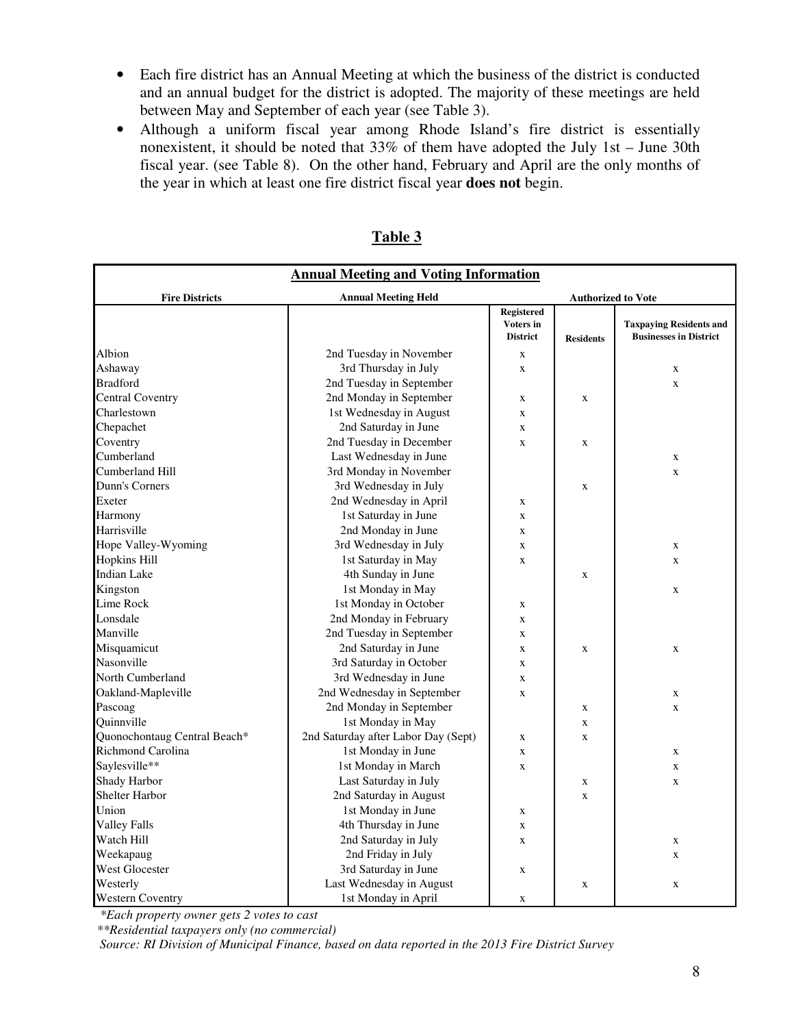- Each fire district has an Annual Meeting at which the business of the district is conducted and an annual budget for the district is adopted. The majority of these meetings are held between May and September of each year (see Table 3).
- Although a uniform fiscal year among Rhode Island's fire district is essentially nonexistent, it should be noted that 33% of them have adopted the July 1st – June 30th fiscal year. (see Table 8). On the other hand, February and April are the only months of the year in which at least one fire district fiscal year **does not** begin.

## Table 3

**Annual Meeting and Voting Information**

| Fire Districts | Annual Meeting Held | Authorized to Vote | | |
|---|---|---|---|---|
| | | Registered Voters in District | Residents | Taxpaying Residents and Businesses in District |
| Albion | 2nd Tuesday in November | x | | |
| Ashaway | 3rd Thursday in July | x | | x |
| Bradford | 2nd Tuesday in September | | | x |
| Central Coventry | 2nd Monday in September | x | x | |
| Charlestown | 1st Wednesday in August | x | | |
| Chepachet | 2nd Saturday in June | x | | |
| Coventry | 2nd Tuesday in December | x | x | |
| Cumberland | Last Wednesday in June | | | x |
| Cumberland Hill | 3rd Monday in November | | | x |
| Dunn's Corners | 3rd Wednesday in July | | x | |
| Exeter | 2nd Wednesday in April | x | | |
| Harmony | 1st Saturday in June | x | | |
| Harrisville | 2nd Monday in June | x | | |
| Hope Valley-Wyoming | 3rd Wednesday in July | x | | x |
| Hopkins Hill | 1st Saturday in May | x | | x |
| Indian Lake | 4th Sunday in June | | x | |
| Kingston | 1st Monday in May | | | x |
| Lime Rock | 1st Monday in October | x | | |
| Lonsdale | 2nd Monday in February | x | | |
| Manville | 2nd Tuesday in September | x | | |
| Misquamicut | 2nd Saturday in June | x | x | x |
| Nasonville | 3rd Saturday in October | x | | |
| North Cumberland | 3rd Wednesday in June | x | | |
| Oakland-Mapleville | 2nd Wednesday in September | x | | x |
| Pascoag | 2nd Monday in September | | x | x |
| Quinnville | 1st Monday in May | | x | |
| Quonochontaug Central Beach* | 2nd Saturday after Labor Day (Sept) | x | x | |
| Richmond Carolina | 1st Monday in June | x | | x |
| Saylesville** | 1st Monday in March | x | | x |
| Shady Harbor | Last Saturday in July | | x | x |
| Shelter Harbor | 2nd Saturday in August | | x | |
| Union | 1st Monday in June | x | | |
| Valley Falls | 4th Thursday in June | x | | |
| Watch Hill | 2nd Saturday in July | x | | x |
| Weekapaug | 2nd Friday in July | | | x |
| West Glocester | 3rd Saturday in June | x | | |
| Westerly | Last Wednesday in August | | x | x |
| Western Coventry | 1st Monday in April | x | | |

*\*Each property owner gets 2 votes to cast*

*\*\*Residential taxpayers only (no commercial)*

*Source: RI Division of Municipal Finance, based on data reported in the 2013 Fire District Survey*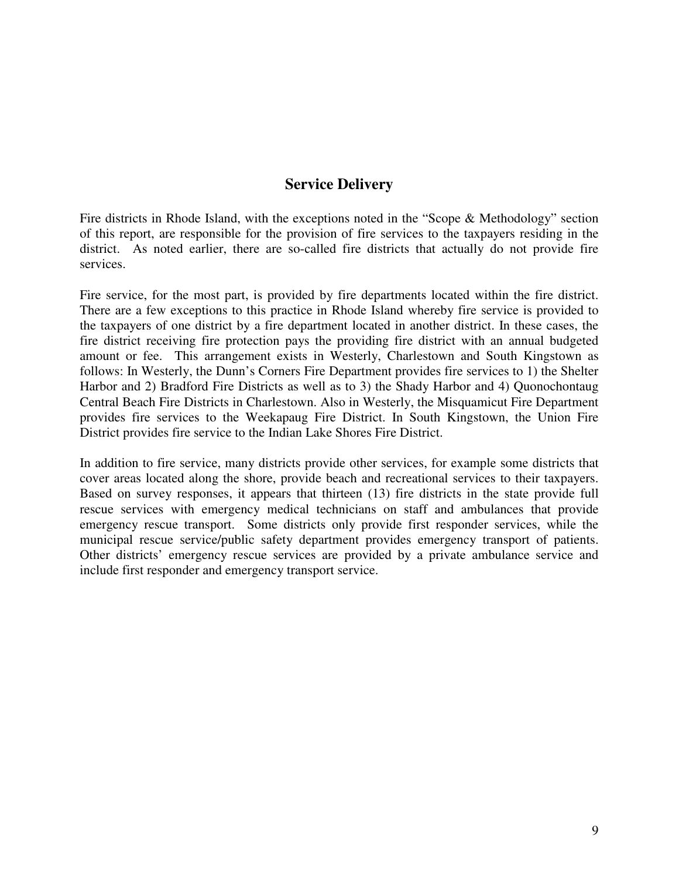## Service Delivery

Fire districts in Rhode Island, with the exceptions noted in the "Scope & Methodology" section of this report, are responsible for the provision of fire services to the taxpayers residing in the district. As noted earlier, there are so-called fire districts that actually do not provide fire services.

Fire service, for the most part, is provided by fire departments located within the fire district. There are a few exceptions to this practice in Rhode Island whereby fire service is provided to the taxpayers of one district by a fire department located in another district. In these cases, the fire district receiving fire protection pays the providing fire district with an annual budgeted amount or fee. This arrangement exists in Westerly, Charlestown and South Kingstown as follows: In Westerly, the Dunn's Corners Fire Department provides fire services to 1) the Shelter Harbor and 2) Bradford Fire Districts as well as to 3) the Shady Harbor and 4) Quonochontaug Central Beach Fire Districts in Charlestown. Also in Westerly, the Misquamicut Fire Department provides fire services to the Weekapaug Fire District. In South Kingstown, the Union Fire District provides fire service to the Indian Lake Shores Fire District.

In addition to fire service, many districts provide other services, for example some districts that cover areas located along the shore, provide beach and recreational services to their taxpayers. Based on survey responses, it appears that thirteen (13) fire districts in the state provide full rescue services with emergency medical technicians on staff and ambulances that provide emergency rescue transport. Some districts only provide first responder services, while the municipal rescue service/public safety department provides emergency transport of patients. Other districts' emergency rescue services are provided by a private ambulance service and include first responder and emergency transport service.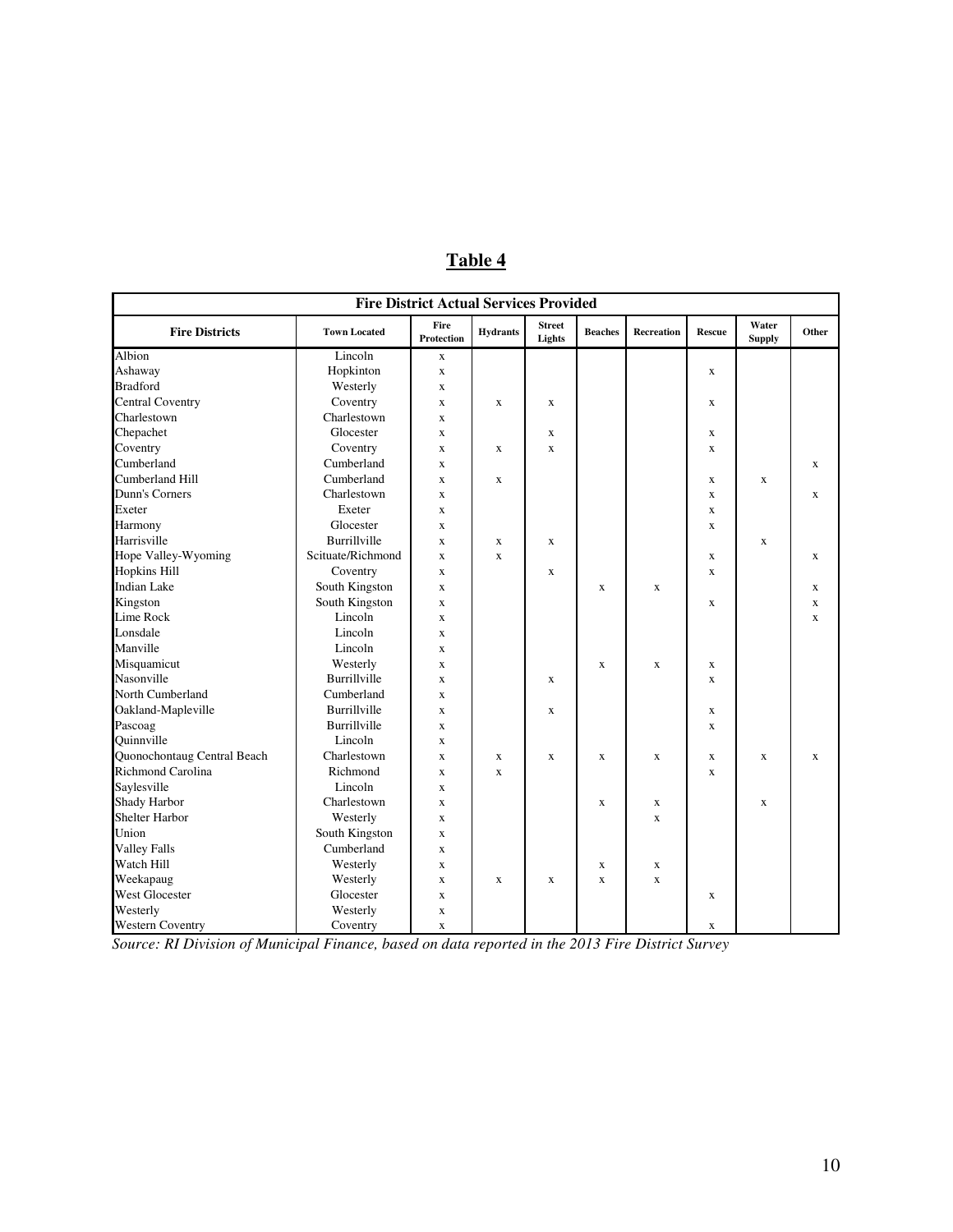# Table 4

| Fire District Actual Services Provided | | | | | | | | | |
|---|---|---|---|---|---|---|---|---|---|
| **Fire Districts** | **Town Located** | **Fire Protection** | **Hydrants** | **Street Lights** | **Beaches** | **Recreation** | **Rescue** | **Water Supply** | **Other** |
| Albion | Lincoln | x | | | | | | | |
| Ashaway | Hopkinton | x | | | | | x | | |
| Bradford | Westerly | x | | | | | | | |
| Central Coventry | Coventry | x | x | x | | | x | | |
| Charlestown | Charlestown | x | | | | | | | |
| Chepachet | Glocester | x | | x | | | x | | |
| Coventry | Coventry | x | x | x | | | x | | |
| Cumberland | Cumberland | x | | | | | | | x |
| Cumberland Hill | Cumberland | x | x | | | | x | x | |
| Dunn's Corners | Charlestown | x | | | | | x | | x |
| Exeter | Exeter | x | | | | | x | | |
| Harmony | Glocester | x | | | | | x | | |
| Harrisville | Burrillville | x | x | x | | | | x | |
| Hope Valley-Wyoming | Scituate/Richmond | x | x | | | | x | | x |
| Hopkins Hill | Coventry | x | | x | | | x | | |
| Indian Lake | South Kingston | x | | | x | x | | | x |
| Kingston | South Kingston | x | | | | | x | | x |
| Lime Rock | Lincoln | x | | | | | | | x |
| Lonsdale | Lincoln | x | | | | | | | |
| Manville | Lincoln | x | | | | | | | |
| Misquamicut | Westerly | x | | | x | x | x | | |
| Nasonville | Burrillville | x | | x | | | x | | |
| North Cumberland | Cumberland | x | | | | | | | |
| Oakland-Mapleville | Burrillville | x | | x | | | x | | |
| Pascoag | Burrillville | x | | | | | x | | |
| Quinnville | Lincoln | x | | | | | | | |
| Quonochontaug Central Beach | Charlestown | x | x | x | x | x | x | x | x |
| Richmond Carolina | Richmond | x | x | | | | x | | |
| Saylesville | Lincoln | x | | | | | | | |
| Shady Harbor | Charlestown | x | | | x | x | | x | |
| Shelter Harbor | Westerly | x | | | | x | | | |
| Union | South Kingston | x | | | | | | | |
| Valley Falls | Cumberland | x | | | | | | | |
| Watch Hill | Westerly | x | | | x | x | | | |
| Weekapaug | Westerly | x | x | x | x | x | | | |
| West Glocester | Glocester | x | | | | | x | | |
| Westerly | Westerly | x | | | | | | | |
| Western Coventry | Coventry | x | | | | | x | | |

*Source: RI Division of Municipal Finance, based on data reported in the 2013 Fire District Survey*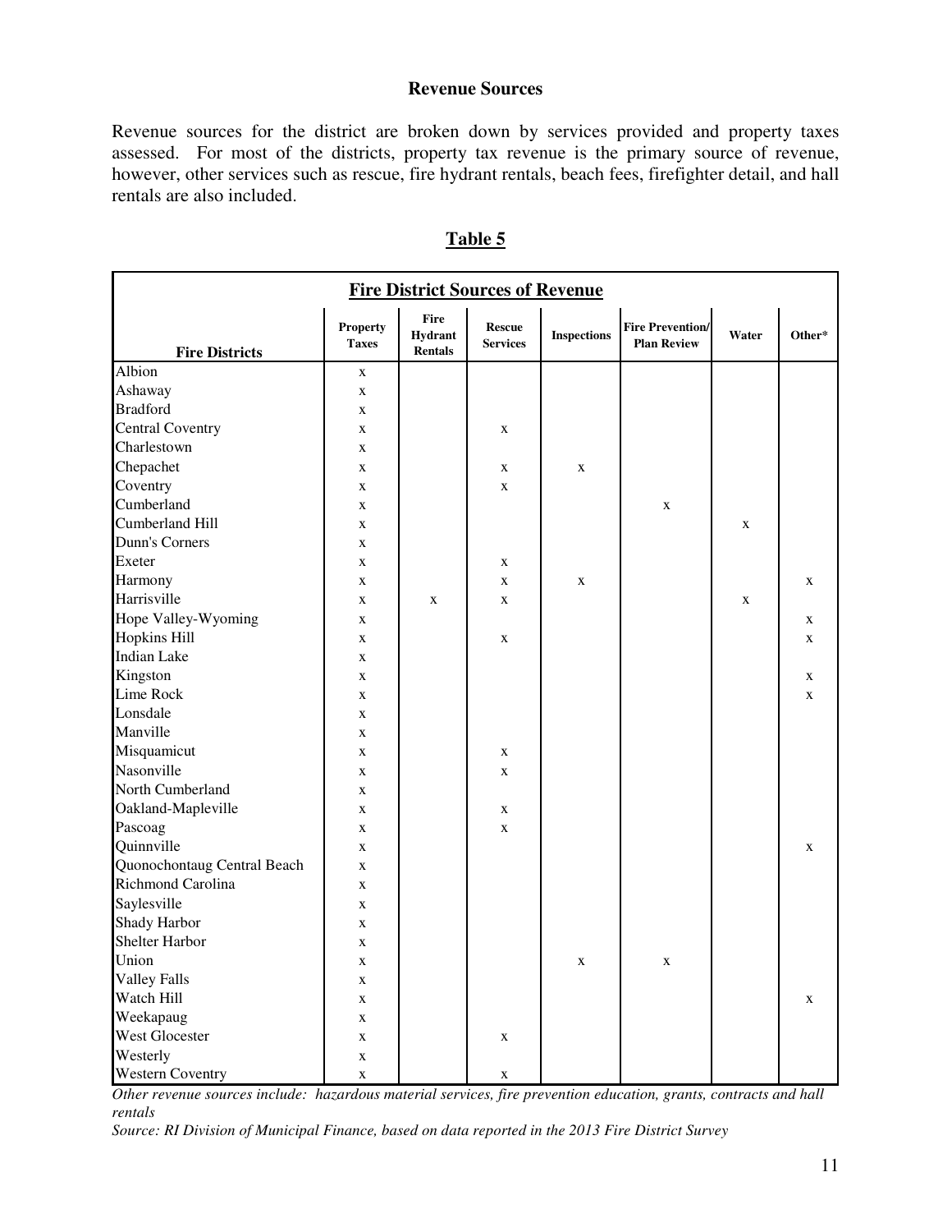### Revenue Sources

Revenue sources for the district are broken down by services provided and property taxes assessed. For most of the districts, property tax revenue is the primary source of revenue, however, other services such as rescue, fire hydrant rentals, beach fees, firefighter detail, and hall rentals are also included.

**Table 5**

**Fire District Sources of Revenue**

| Fire Districts | Property Taxes | Fire Hydrant Rentals | Rescue Services | Inspections | Fire Prevention/ Plan Review | Water | Other* |
|---|---|---|---|---|---|---|---|
| Albion | x | | | | | | |
| Ashaway | x | | | | | | |
| Bradford | x | | | | | | |
| Central Coventry | x | | x | | | | |
| Charlestown | x | | | | | | |
| Chepachet | x | | x | x | | | |
| Coventry | x | | x | | | | |
| Cumberland | x | | | | x | | |
| Cumberland Hill | x | | | | | x | |
| Dunn's Corners | x | | | | | | |
| Exeter | x | | x | | | | |
| Harmony | x | | x | x | | | x |
| Harrisville | x | x | x | | | x | |
| Hope Valley-Wyoming | x | | | | | | x |
| Hopkins Hill | x | | x | | | | x |
| Indian Lake | x | | | | | | |
| Kingston | x | | | | | | x |
| Lime Rock | x | | | | | | x |
| Lonsdale | x | | | | | | |
| Manville | x | | | | | | |
| Misquamicut | x | | x | | | | |
| Nasonville | x | | x | | | | |
| North Cumberland | x | | | | | | |
| Oakland-Mapleville | x | | x | | | | |
| Pascoag | x | | x | | | | |
| Quinnville | x | | | | | | x |
| Quonochontaug Central Beach | x | | | | | | |
| Richmond Carolina | x | | | | | | |
| Saylesville | x | | | | | | |
| Shady Harbor | x | | | | | | |
| Shelter Harbor | x | | | | | | |
| Union | x | | | x | x | | |
| Valley Falls | x | | | | | | |
| Watch Hill | x | | | | | | x |
| Weekapaug | x | | | | | | |
| West Glocester | x | | x | | | | |
| Westerly | x | | | | | | |
| Western Coventry | x | | x | | | | |

*Other revenue sources include: hazardous material services, fire prevention education, grants, contracts and hall rentals*

*Source: RI Division of Municipal Finance, based on data reported in the 2013 Fire District Survey*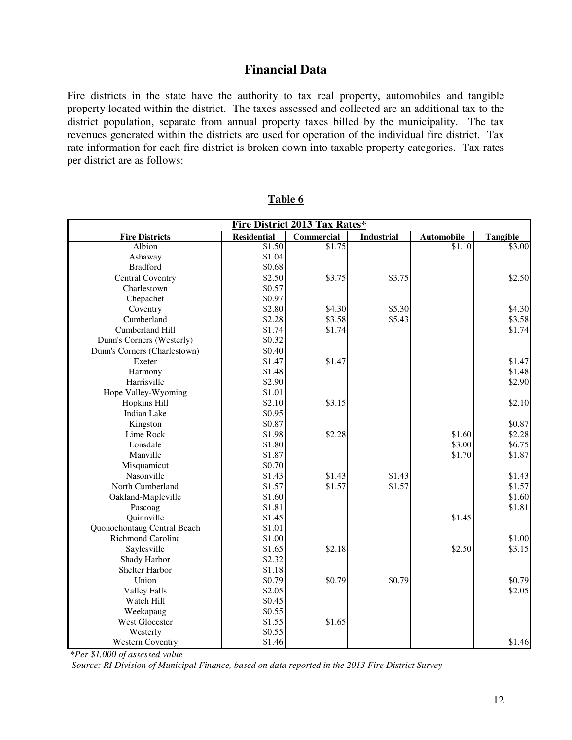## Financial Data

Fire districts in the state have the authority to tax real property, automobiles and tangible property located within the district. The taxes assessed and collected are an additional tax to the district population, separate from annual property taxes billed by the municipality. The tax revenues generated within the districts are used for operation of the individual fire district. Tax rate information for each fire district is broken down into taxable property categories. Tax rates per district are as follows:

**Table 6**

| Fire District 2013 Tax Rates* | | | | | |
|---|---|---|---|---|---|
| **Fire Districts** | **Residential** | **Commercial** | **Industrial** | **Automobile** | **Tangible** |
| Albion | $1.50 | $1.75 | | $1.10 | $3.00 |
| Ashaway | $1.04 | | | | |
| Bradford | $0.68 | | | | |
| Central Coventry | $2.50 | $3.75 | $3.75 | | $2.50 |
| Charlestown | $0.57 | | | | |
| Chepachet | $0.97 | | | | |
| Coventry | $2.80 | $4.30 | $5.30 | | $4.30 |
| Cumberland | $2.28 | $3.58 | $5.43 | | $3.58 |
| Cumberland Hill | $1.74 | $1.74 | | | $1.74 |
| Dunn's Corners (Westerly) | $0.32 | | | | |
| Dunn's Corners (Charlestown) | $0.40 | | | | |
| Exeter | $1.47 | $1.47 | | | $1.47 |
| Harmony | $1.48 | | | | $1.48 |
| Harrisville | $2.90 | | | | $2.90 |
| Hope Valley-Wyoming | $1.01 | | | | |
| Hopkins Hill | $2.10 | $3.15 | | | $2.10 |
| Indian Lake | $0.95 | | | | |
| Kingston | $0.87 | | | | $0.87 |
| Lime Rock | $1.98 | $2.28 | | $1.60 | $2.28 |
| Lonsdale | $1.80 | | | $3.00 | $6.75 |
| Manville | $1.87 | | | $1.70 | $1.87 |
| Misquamicut | $0.70 | | | | |
| Nasonville | $1.43 | $1.43 | $1.43 | | $1.43 |
| North Cumberland | $1.57 | $1.57 | $1.57 | | $1.57 |
| Oakland-Mapleville | $1.60 | | | | $1.60 |
| Pascoag | $1.81 | | | | $1.81 |
| Quinnville | $1.45 | | | $1.45 | |
| Quonochontaug Central Beach | $1.01 | | | | |
| Richmond Carolina | $1.00 | | | | $1.00 |
| Saylesville | $1.65 | $2.18 | | $2.50 | $3.15 |
| Shady Harbor | $2.32 | | | | |
| Shelter Harbor | $1.18 | | | | |
| Union | $0.79 | $0.79 | $0.79 | | $0.79 |
| Valley Falls | $2.05 | | | | $2.05 |
| Watch Hill | $0.45 | | | | |
| Weekapaug | $0.55 | | | | |
| West Glocester | $1.55 | $1.65 | | | |
| Westerly | $0.55 | | | | |
| Western Coventry | $1.46 | | | | $1.46 |

*\*Per $1,000 of assessed value*

*Source: RI Division of Municipal Finance, based on data reported in the 2013 Fire District Survey*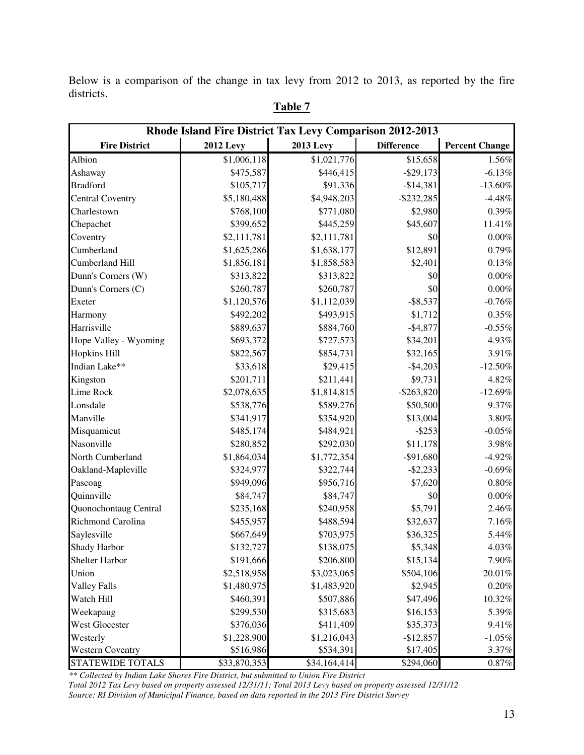Below is a comparison of the change in tax levy from 2012 to 2013, as reported by the fire districts.

**Table 7**

| Rhode Island Fire District Tax Levy Comparison 2012-2013 | | | | |
|---|---|---|---|---|
| **Fire District** | **2012 Levy** | **2013 Levy** | **Difference** | **Percent Change** |
| Albion | $1,006,118 | $1,021,776 | $15,658 | 1.56% |
| Ashaway | $475,587 | $446,415 | -$29,173 | -6.13% |
| Bradford | $105,717 | $91,336 | -$14,381 | -13.60% |
| Central Coventry | $5,180,488 | $4,948,203 | -$232,285 | -4.48% |
| Charlestown | $768,100 | $771,080 | $2,980 | 0.39% |
| Chepachet | $399,652 | $445,259 | $45,607 | 11.41% |
| Coventry | $2,111,781 | $2,111,781 | $0 | 0.00% |
| Cumberland | $1,625,286 | $1,638,177 | $12,891 | 0.79% |
| Cumberland Hill | $1,856,181 | $1,858,583 | $2,401 | 0.13% |
| Dunn's Corners (W) | $313,822 | $313,822 | $0 | 0.00% |
| Dunn's Corners (C) | $260,787 | $260,787 | $0 | 0.00% |
| Exeter | $1,120,576 | $1,112,039 | -$8,537 | -0.76% |
| Harmony | $492,202 | $493,915 | $1,712 | 0.35% |
| Harrisville | $889,637 | $884,760 | -$4,877 | -0.55% |
| Hope Valley - Wyoming | $693,372 | $727,573 | $34,201 | 4.93% |
| Hopkins Hill | $822,567 | $854,731 | $32,165 | 3.91% |
| Indian Lake** | $33,618 | $29,415 | -$4,203 | -12.50% |
| Kingston | $201,711 | $211,441 | $9,731 | 4.82% |
| Lime Rock | $2,078,635 | $1,814,815 | -$263,820 | -12.69% |
| Lonsdale | $538,776 | $589,276 | $50,500 | 9.37% |
| Manville | $341,917 | $354,920 | $13,004 | 3.80% |
| Misquamicut | $485,174 | $484,921 | -$253 | -0.05% |
| Nasonville | $280,852 | $292,030 | $11,178 | 3.98% |
| North Cumberland | $1,864,034 | $1,772,354 | -$91,680 | -4.92% |
| Oakland-Mapleville | $324,977 | $322,744 | -$2,233 | -0.69% |
| Pascoag | $949,096 | $956,716 | $7,620 | 0.80% |
| Quinnville | $84,747 | $84,747 | $0 | 0.00% |
| Quonochontaug Central | $235,168 | $240,958 | $5,791 | 2.46% |
| Richmond Carolina | $455,957 | $488,594 | $32,637 | 7.16% |
| Saylesville | $667,649 | $703,975 | $36,325 | 5.44% |
| Shady Harbor | $132,727 | $138,075 | $5,348 | 4.03% |
| Shelter Harbor | $191,666 | $206,800 | $15,134 | 7.90% |
| Union | $2,518,958 | $3,023,065 | $504,106 | 20.01% |
| Valley Falls | $1,480,975 | $1,483,920 | $2,945 | 0.20% |
| Watch Hill | $460,391 | $507,886 | $47,496 | 10.32% |
| Weekapaug | $299,530 | $315,683 | $16,153 | 5.39% |
| West Glocester | $376,036 | $411,409 | $35,373 | 9.41% |
| Westerly | $1,228,900 | $1,216,043 | -$12,857 | -1.05% |
| Western Coventry | $516,986 | $534,391 | $17,405 | 3.37% |
| STATEWIDE TOTALS | $33,870,353 | $34,164,414 | $294,060 | 0.87% |

*** Collected by Indian Lake Shores Fire District, but submitted to Union Fire District*

*Total 2012 Tax Levy based on property assessed 12/31/11; Total 2013 Levy based on property assessed 12/31/12*

*Source: RI Division of Municipal Finance, based on data reported in the 2013 Fire District Survey*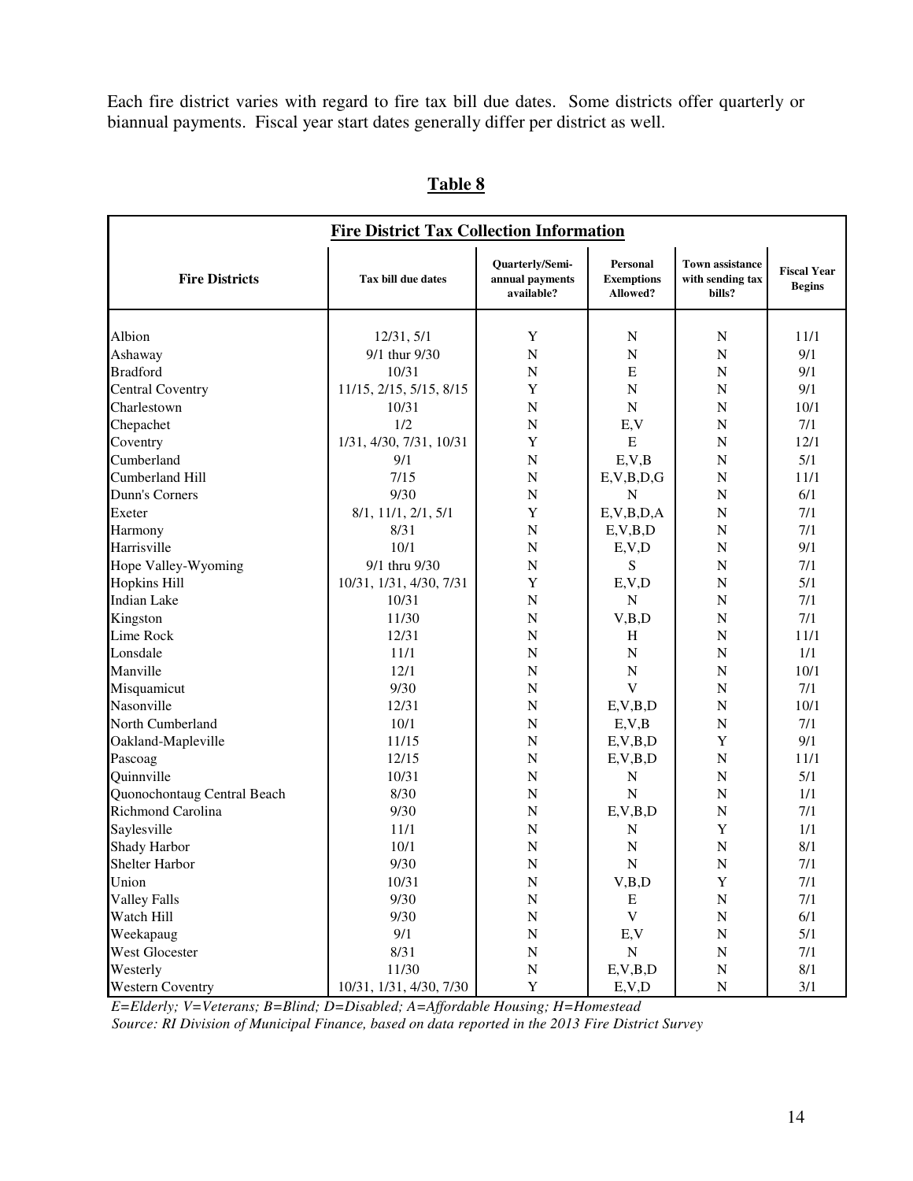Each fire district varies with regard to fire tax bill due dates. Some districts offer quarterly or biannual payments. Fiscal year start dates generally differ per district as well.

## Table 8

| Fire District Tax Collection Information | | | | | |
|---|---|---|---|---|---|
| **Fire Districts** | **Tax bill due dates** | **Quarterly/Semi-annual payments available?** | **Personal Exemptions Allowed?** | **Town assistance with sending tax bills?** | **Fiscal Year Begins** |
| Albion | 12/31, 5/1 | Y | N | N | 11/1 |
| Ashaway | 9/1 thur 9/30 | N | N | N | 9/1 |
| Bradford | 10/31 | N | E | N | 9/1 |
| Central Coventry | 11/15, 2/15, 5/15, 8/15 | Y | N | N | 9/1 |
| Charlestown | 10/31 | N | N | N | 10/1 |
| Chepachet | 1/2 | N | E,V | N | 7/1 |
| Coventry | 1/31, 4/30, 7/31, 10/31 | Y | E | N | 12/1 |
| Cumberland | 9/1 | N | E,V,B | N | 5/1 |
| Cumberland Hill | 7/15 | N | E,V,B,D,G | N | 11/1 |
| Dunn's Corners | 9/30 | N | N | N | 6/1 |
| Exeter | 8/1, 11/1, 2/1, 5/1 | Y | E,V,B,D,A | N | 7/1 |
| Harmony | 8/31 | N | E,V,B,D | N | 7/1 |
| Harrisville | 10/1 | N | E,V,D | N | 9/1 |
| Hope Valley-Wyoming | 9/1 thru 9/30 | N | S | N | 7/1 |
| Hopkins Hill | 10/31, 1/31, 4/30, 7/31 | Y | E,V,D | N | 5/1 |
| Indian Lake | 10/31 | N | N | N | 7/1 |
| Kingston | 11/30 | N | V,B,D | N | 7/1 |
| Lime Rock | 12/31 | N | H | N | 11/1 |
| Lonsdale | 11/1 | N | N | N | 1/1 |
| Manville | 12/1 | N | N | N | 10/1 |
| Misquamicut | 9/30 | N | V | N | 7/1 |
| Nasonville | 12/31 | N | E,V,B,D | N | 10/1 |
| North Cumberland | 10/1 | N | E,V,B | N | 7/1 |
| Oakland-Mapleville | 11/15 | N | E,V,B,D | Y | 9/1 |
| Pascoag | 12/15 | N | E,V,B,D | N | 11/1 |
| Quinnville | 10/31 | N | N | N | 5/1 |
| Quonochontaug Central Beach | 8/30 | N | N | N | 1/1 |
| Richmond Carolina | 9/30 | N | E,V,B,D | N | 7/1 |
| Saylesville | 11/1 | N | N | Y | 1/1 |
| Shady Harbor | 10/1 | N | N | N | 8/1 |
| Shelter Harbor | 9/30 | N | N | N | 7/1 |
| Union | 10/31 | N | V,B,D | Y | 7/1 |
| Valley Falls | 9/30 | N | E | N | 7/1 |
| Watch Hill | 9/30 | N | V | N | 6/1 |
| Weekapaug | 9/1 | N | E,V | N | 5/1 |
| West Glocester | 8/31 | N | N | N | 7/1 |
| Westerly | 11/30 | N | E,V,B,D | N | 8/1 |
| Western Coventry | 10/31, 1/31, 4/30, 7/30 | Y | E,V,D | N | 3/1 |

*E=Elderly; V=Veterans; B=Blind; D=Disabled; A=Affordable Housing; H=Homestead*

*Source: RI Division of Municipal Finance, based on data reported in the 2013 Fire District Survey*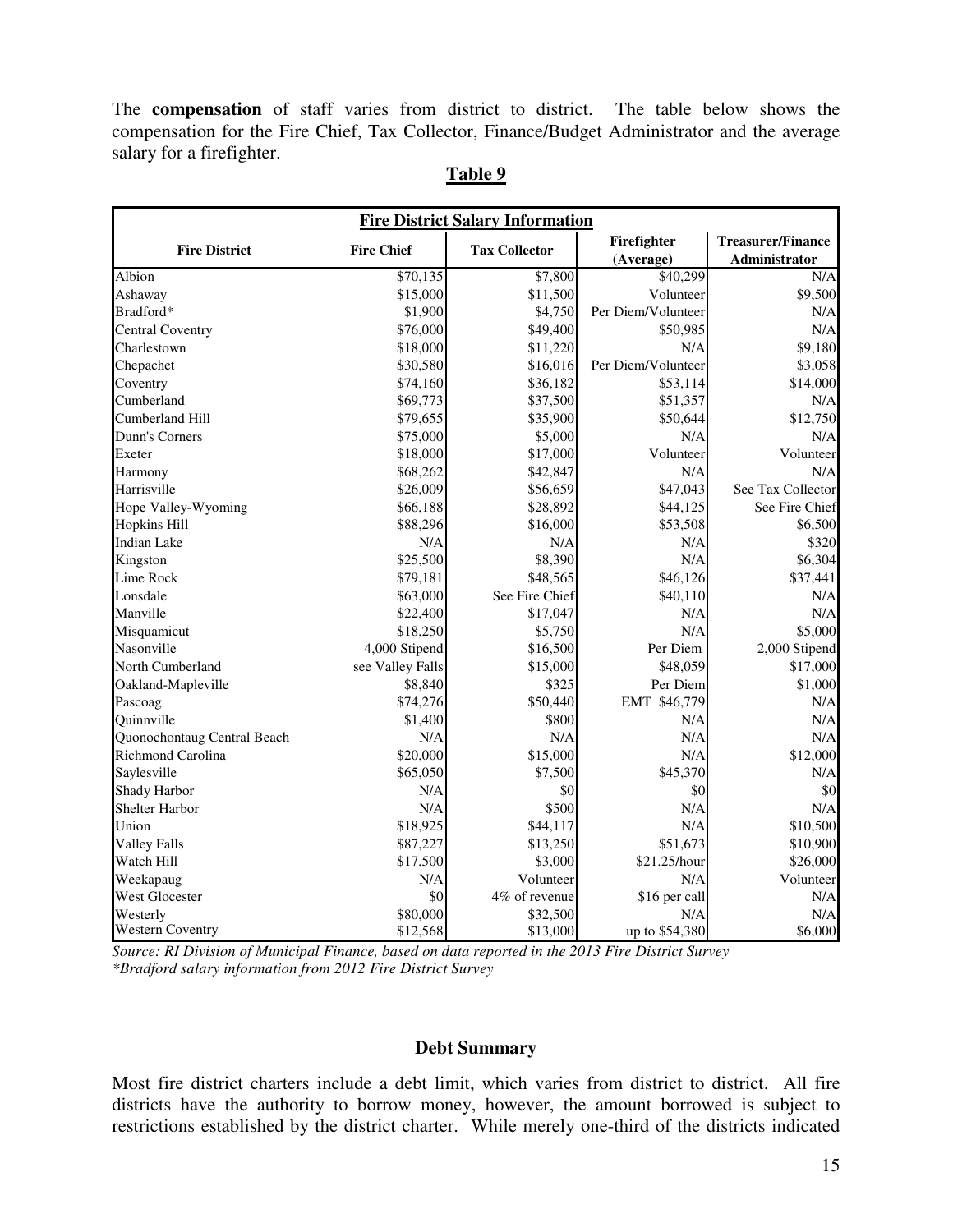The **compensation** of staff varies from district to district. The table below shows the compensation for the Fire Chief, Tax Collector, Finance/Budget Administrator and the average salary for a firefighter.

**Table 9**

| Fire District Salary Information | | | | |
|---|---|---|---|---|
| **Fire District** | **Fire Chief** | **Tax Collector** | **Firefighter (Average)** | **Treasurer/Finance Administrator** |
| Albion | $70,135 | $7,800 | $40,299 | N/A |
| Ashaway | $15,000 | $11,500 | Volunteer | $9,500 |
| Bradford* | $1,900 | $4,750 | Per Diem/Volunteer | N/A |
| Central Coventry | $76,000 | $49,400 | $50,985 | N/A |
| Charlestown | $18,000 | $11,220 | N/A | $9,180 |
| Chepachet | $30,580 | $16,016 | Per Diem/Volunteer | $3,058 |
| Coventry | $74,160 | $36,182 | $53,114 | $14,000 |
| Cumberland | $69,773 | $37,500 | $51,357 | N/A |
| Cumberland Hill | $79,655 | $35,900 | $50,644 | $12,750 |
| Dunn's Corners | $75,000 | $5,000 | N/A | N/A |
| Exeter | $18,000 | $17,000 | Volunteer | Volunteer |
| Harmony | $68,262 | $42,847 | N/A | N/A |
| Harrisville | $26,009 | $56,659 | $47,043 | See Tax Collector |
| Hope Valley-Wyoming | $66,188 | $28,892 | $44,125 | See Fire Chief |
| Hopkins Hill | $88,296 | $16,000 | $53,508 | $6,500 |
| Indian Lake | N/A | N/A | N/A | $320 |
| Kingston | $25,500 | $8,390 | N/A | $6,304 |
| Lime Rock | $79,181 | $48,565 | $46,126 | $37,441 |
| Lonsdale | $63,000 | See Fire Chief | $40,110 | N/A |
| Manville | $22,400 | $17,047 | N/A | N/A |
| Misquamicut | $18,250 | $5,750 | N/A | $5,000 |
| Nasonville | 4,000 Stipend | $16,500 | Per Diem | 2,000 Stipend |
| North Cumberland | see Valley Falls | $15,000 | $48,059 | $17,000 |
| Oakland-Mapleville | $8,840 | $325 | Per Diem | $1,000 |
| Pascoag | $74,276 | $50,440 | EMT $46,779 | N/A |
| Quinnville | $1,400 | $800 | N/A | N/A |
| Quonochontaug Central Beach | N/A | N/A | N/A | N/A |
| Richmond Carolina | $20,000 | $15,000 | N/A | $12,000 |
| Saylesville | $65,050 | $7,500 | $45,370 | N/A |
| Shady Harbor | N/A | $0 | $0 | $0 |
| Shelter Harbor | N/A | $500 | N/A | N/A |
| Union | $18,925 | $44,117 | N/A | $10,500 |
| Valley Falls | $87,227 | $13,250 | $51,673 | $10,900 |
| Watch Hill | $17,500 | $3,000 | $21.25/hour | $26,000 |
| Weekapaug | N/A | Volunteer | N/A | Volunteer |
| West Glocester | $0 | 4% of revenue | $16 per call | N/A |
| Westerly | $80,000 | $32,500 | N/A | N/A |
| Western Coventry | $12,568 | $13,000 | up to $54,380 | $6,000 |

*Source: RI Division of Municipal Finance, based on data reported in the 2013 Fire District Survey*
*\*Bradford salary information from 2012 Fire District Survey*

## Debt Summary

Most fire district charters include a debt limit, which varies from district to district. All fire districts have the authority to borrow money, however, the amount borrowed is subject to restrictions established by the district charter. While merely one-third of the districts indicated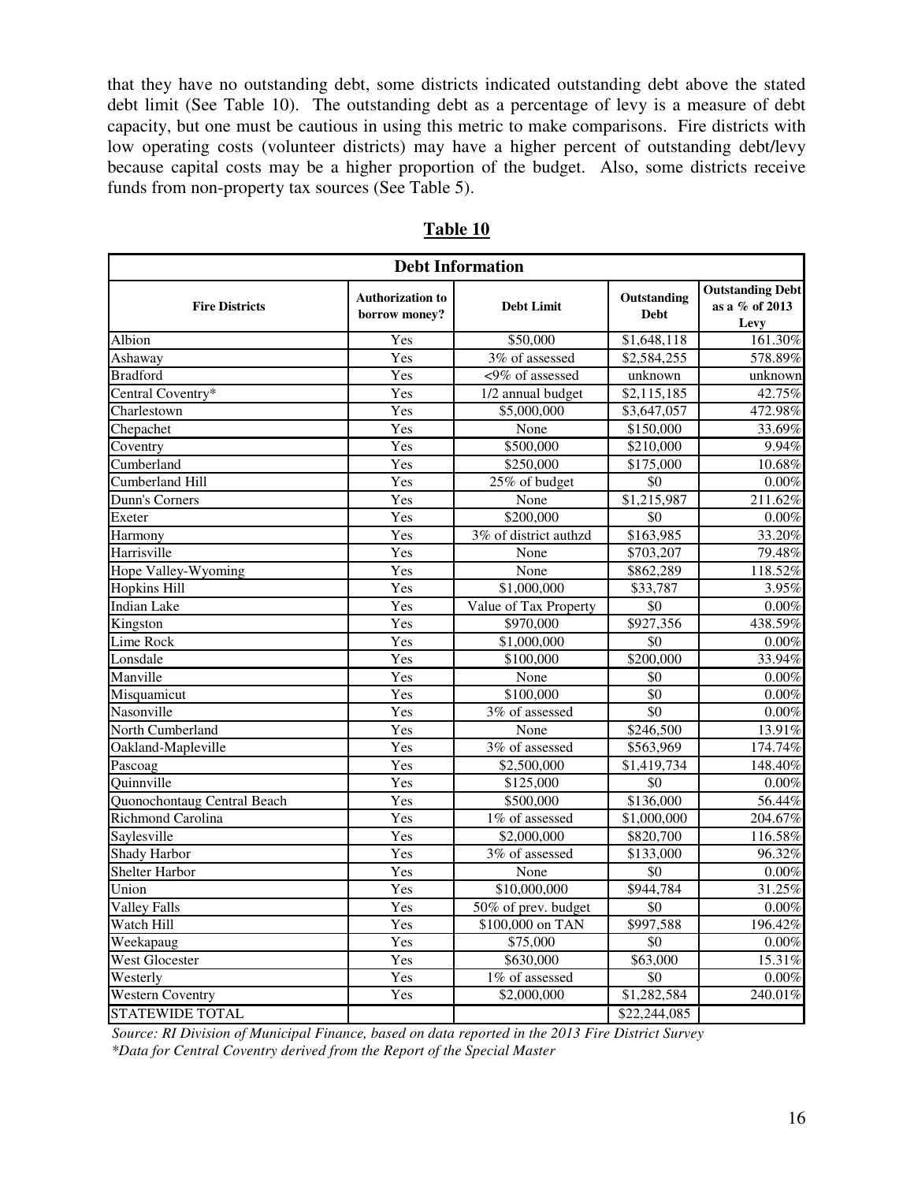that they have no outstanding debt, some districts indicated outstanding debt above the stated debt limit (See Table 10). The outstanding debt as a percentage of levy is a measure of debt capacity, but one must be cautious in using this metric to make comparisons. Fire districts with low operating costs (volunteer districts) may have a higher percent of outstanding debt/levy because capital costs may be a higher proportion of the budget. Also, some districts receive funds from non-property tax sources (See Table 5).

**Table 10**

| Debt Information | | | | |
|---|---|---|---|---|
| **Fire Districts** | **Authorization to borrow money?** | **Debt Limit** | **Outstanding Debt** | **Outstanding Debt as a % of 2013 Levy** |
| Albion | Yes | $50,000 | $1,648,118 | 161.30% |
| Ashaway | Yes | 3% of assessed | $2,584,255 | 578.89% |
| Bradford | Yes | <9% of assessed | unknown | unknown |
| Central Coventry* | Yes | 1/2 annual budget | $2,115,185 | 42.75% |
| Charlestown | Yes | $5,000,000 | $3,647,057 | 472.98% |
| Chepachet | Yes | None | $150,000 | 33.69% |
| Coventry | Yes | $500,000 | $210,000 | 9.94% |
| Cumberland | Yes | $250,000 | $175,000 | 10.68% |
| Cumberland Hill | Yes | 25% of budget | $0 | 0.00% |
| Dunn's Corners | Yes | None | $1,215,987 | 211.62% |
| Exeter | Yes | $200,000 | $0 | 0.00% |
| Harmony | Yes | 3% of district authzd | $163,985 | 33.20% |
| Harrisville | Yes | None | $703,207 | 79.48% |
| Hope Valley-Wyoming | Yes | None | $862,289 | 118.52% |
| Hopkins Hill | Yes | $1,000,000 | $33,787 | 3.95% |
| Indian Lake | Yes | Value of Tax Property | $0 | 0.00% |
| Kingston | Yes | $970,000 | $927,356 | 438.59% |
| Lime Rock | Yes | $1,000,000 | $0 | 0.00% |
| Lonsdale | Yes | $100,000 | $200,000 | 33.94% |
| Manville | Yes | None | $0 | 0.00% |
| Misquamicut | Yes | $100,000 | $0 | 0.00% |
| Nasonville | Yes | 3% of assessed | $0 | 0.00% |
| North Cumberland | Yes | None | $246,500 | 13.91% |
| Oakland-Mapleville | Yes | 3% of assessed | $563,969 | 174.74% |
| Pascoag | Yes | $2,500,000 | $1,419,734 | 148.40% |
| Quinnville | Yes | $125,000 | $0 | 0.00% |
| Quonochontaug Central Beach | Yes | $500,000 | $136,000 | 56.44% |
| Richmond Carolina | Yes | 1% of assessed | $1,000,000 | 204.67% |
| Saylesville | Yes | $2,000,000 | $820,700 | 116.58% |
| Shady Harbor | Yes | 3% of assessed | $133,000 | 96.32% |
| Shelter Harbor | Yes | None | $0 | 0.00% |
| Union | Yes | $10,000,000 | $944,784 | 31.25% |
| Valley Falls | Yes | 50% of prev. budget | $0 | 0.00% |
| Watch Hill | Yes | $100,000 on TAN | $997,588 | 196.42% |
| Weekapaug | Yes | $75,000 | $0 | 0.00% |
| West Glocester | Yes | $630,000 | $63,000 | 15.31% |
| Westerly | Yes | 1% of assessed | $0 | 0.00% |
| Western Coventry | Yes | $2,000,000 | $1,282,584 | 240.01% |
| STATEWIDE TOTAL | | | $22,244,085 | |

*Source: RI Division of Municipal Finance, based on data reported in the 2013 Fire District Survey*

*\*Data for Central Coventry derived from the Report of the Special Master*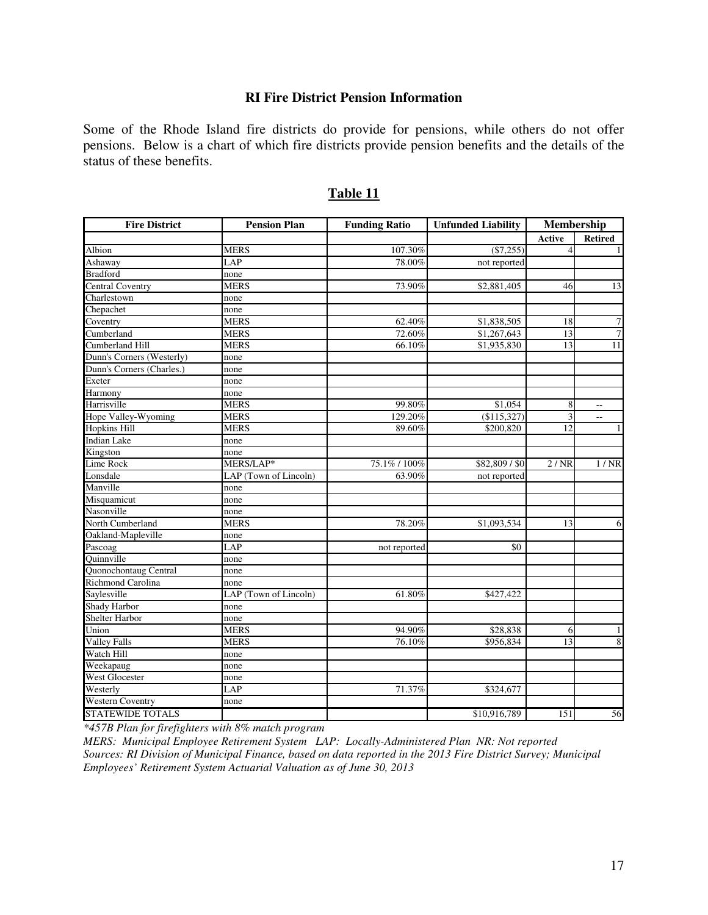## RI Fire District Pension Information

Some of the Rhode Island fire districts do provide for pensions, while others do not offer pensions. Below is a chart of which fire districts provide pension benefits and the details of the status of these benefits.

**Table 11**

| Fire District | Pension Plan | Funding Ratio | Unfunded Liability | Membership | |
|---|---|---|---|---|---|
| | | | | Active | Retired |
| Albion | MERS | 107.30% | ($7,255) | 4 | 1 |
| Ashaway | LAP | 78.00% | not reported | | |
| Bradford | none | | | | |
| Central Coventry | MERS | 73.90% | $2,881,405 | 46 | 13 |
| Charlestown | none | | | | |
| Chepachet | none | | | | |
| Coventry | MERS | 62.40% | $1,838,505 | 18 | 7 |
| Cumberland | MERS | 72.60% | $1,267,643 | 13 | 7 |
| Cumberland Hill | MERS | 66.10% | $1,935,830 | 13 | 11 |
| Dunn's Corners (Westerly) | none | | | | |
| Dunn's Corners (Charles.) | none | | | | |
| Exeter | none | | | | |
| Harmony | none | | | | |
| Harrisville | MERS | 99.80% | $1,054 | 8 | -- |
| Hope Valley-Wyoming | MERS | 129.20% | ($115,327) | 3 | -- |
| Hopkins Hill | MERS | 89.60% | $200,820 | 12 | 1 |
| Indian Lake | none | | | | |
| Kingston | none | | | | |
| Lime Rock | MERS/LAP* | 75.1% / 100% | $82,809 / $0 | 2 / NR | 1 / NR |
| Lonsdale | LAP (Town of Lincoln) | 63.90% | not reported | | |
| Manville | none | | | | |
| Misquamicut | none | | | | |
| Nasonville | none | | | | |
| North Cumberland | MERS | 78.20% | $1,093,534 | 13 | 6 |
| Oakland-Mapleville | none | | | | |
| Pascoag | LAP | not reported | $0 | | |
| Quinnville | none | | | | |
| Quonochontaug Central | none | | | | |
| Richmond Carolina | none | | | | |
| Saylesville | LAP (Town of Lincoln) | 61.80% | $427,422 | | |
| Shady Harbor | none | | | | |
| Shelter Harbor | none | | | | |
| Union | MERS | 94.90% | $28,838 | 6 | 1 |
| Valley Falls | MERS | 76.10% | $956,834 | 13 | 8 |
| Watch Hill | none | | | | |
| Weekapaug | none | | | | |
| West Glocester | none | | | | |
| Westerly | LAP | 71.37% | $324,677 | | |
| Western Coventry | none | | | | |
| STATEWIDE TOTALS | | | $10,916,789 | 151 | 56 |

*\*457B Plan for firefighters with 8% match program*

*MERS: Municipal Employee Retirement System LAP: Locally-Administered Plan NR: Not reported*

*Sources: RI Division of Municipal Finance, based on data reported in the 2013 Fire District Survey; Municipal Employees' Retirement System Actuarial Valuation as of June 30, 2013*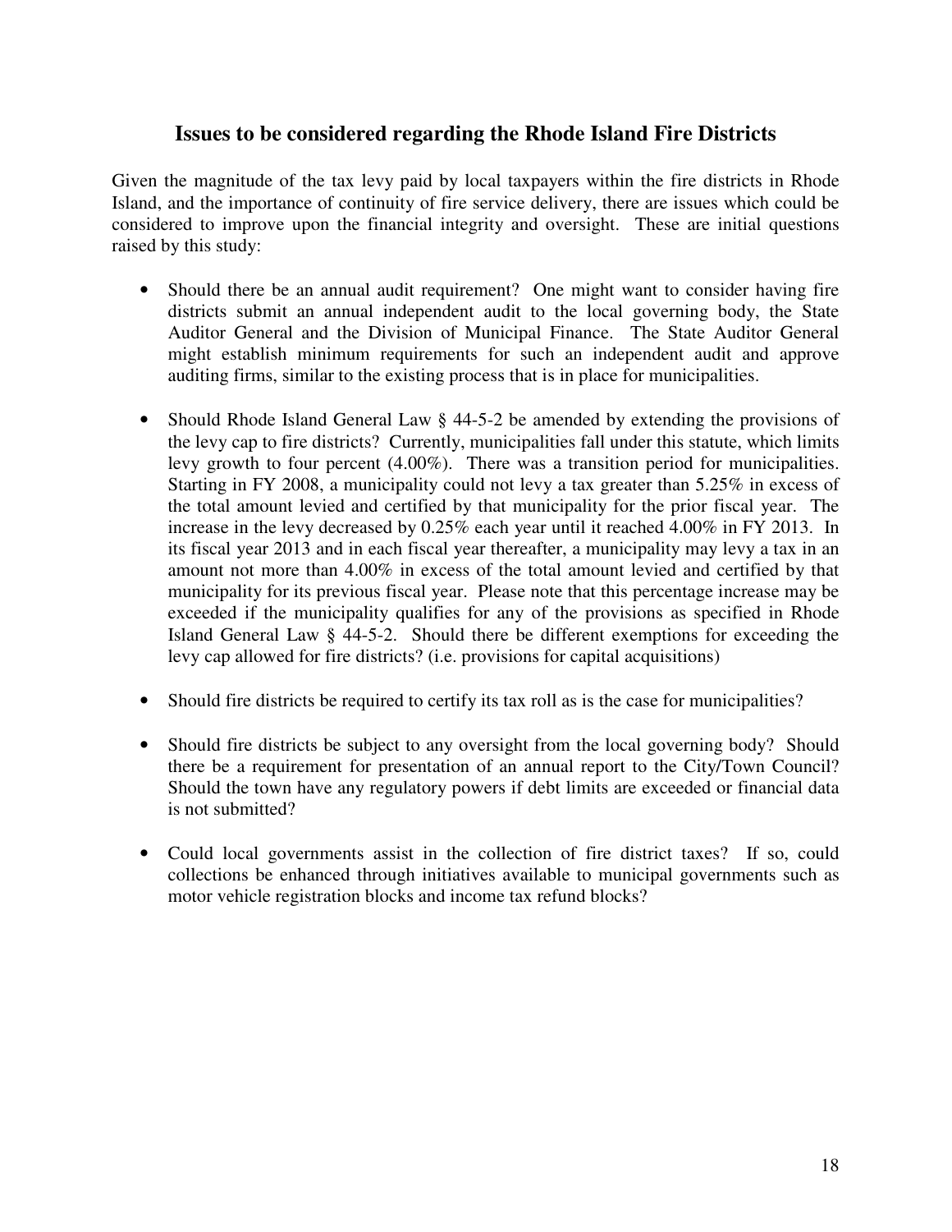## Issues to be considered regarding the Rhode Island Fire Districts

Given the magnitude of the tax levy paid by local taxpayers within the fire districts in Rhode Island, and the importance of continuity of fire service delivery, there are issues which could be considered to improve upon the financial integrity and oversight. These are initial questions raised by this study:

- Should there be an annual audit requirement? One might want to consider having fire districts submit an annual independent audit to the local governing body, the State Auditor General and the Division of Municipal Finance. The State Auditor General might establish minimum requirements for such an independent audit and approve auditing firms, similar to the existing process that is in place for municipalities.

- Should Rhode Island General Law § 44-5-2 be amended by extending the provisions of the levy cap to fire districts? Currently, municipalities fall under this statute, which limits levy growth to four percent (4.00%). There was a transition period for municipalities. Starting in FY 2008, a municipality could not levy a tax greater than 5.25% in excess of the total amount levied and certified by that municipality for the prior fiscal year. The increase in the levy decreased by 0.25% each year until it reached 4.00% in FY 2013. In its fiscal year 2013 and in each fiscal year thereafter, a municipality may levy a tax in an amount not more than 4.00% in excess of the total amount levied and certified by that municipality for its previous fiscal year. Please note that this percentage increase may be exceeded if the municipality qualifies for any of the provisions as specified in Rhode Island General Law § 44-5-2. Should there be different exemptions for exceeding the levy cap allowed for fire districts? (i.e. provisions for capital acquisitions)

- Should fire districts be required to certify its tax roll as is the case for municipalities?

- Should fire districts be subject to any oversight from the local governing body? Should there be a requirement for presentation of an annual report to the City/Town Council? Should the town have any regulatory powers if debt limits are exceeded or financial data is not submitted?

- Could local governments assist in the collection of fire district taxes? If so, could collections be enhanced through initiatives available to municipal governments such as motor vehicle registration blocks and income tax refund blocks?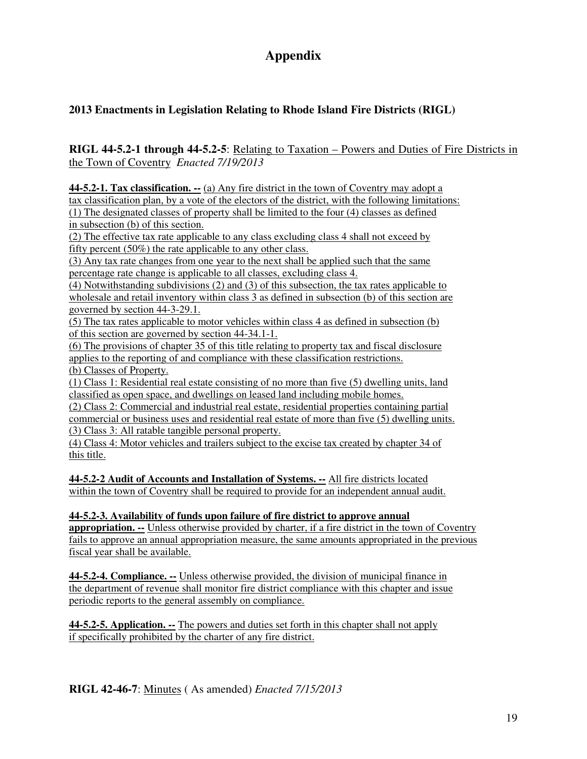# Appendix

## 2013 Enactments in Legislation Relating to Rhode Island Fire Districts (RIGL)

### RIGL 44-5.2-1 through 44-5.2-5: Relating to Taxation – Powers and Duties of Fire Districts in the Town of Coventry *Enacted 7/19/2013*

**44-5.2-1. Tax classification. --** (a) Any fire district in the town of Coventry may adopt a tax classification plan, by a vote of the electors of the district, with the following limitations:
(1) The designated classes of property shall be limited to the four (4) classes as defined in subsection (b) of this section.
(2) The effective tax rate applicable to any class excluding class 4 shall not exceed by fifty percent (50%) the rate applicable to any other class.
(3) Any tax rate changes from one year to the next shall be applied such that the same percentage rate change is applicable to all classes, excluding class 4.
(4) Notwithstanding subdivisions (2) and (3) of this subsection, the tax rates applicable to wholesale and retail inventory within class 3 as defined in subsection (b) of this section are governed by section 44-3-29.1.
(5) The tax rates applicable to motor vehicles within class 4 as defined in subsection (b) of this section are governed by section 44-34.1-1.
(6) The provisions of chapter 35 of this title relating to property tax and fiscal disclosure applies to the reporting of and compliance with these classification restrictions.
(b) Classes of Property.
(1) Class 1: Residential real estate consisting of no more than five (5) dwelling units, land classified as open space, and dwellings on leased land including mobile homes.
(2) Class 2: Commercial and industrial real estate, residential properties containing partial commercial or business uses and residential real estate of more than five (5) dwelling units.
(3) Class 3: All ratable tangible personal property.
(4) Class 4: Motor vehicles and trailers subject to the excise tax created by chapter 34 of this title.

**44-5.2-2 Audit of Accounts and Installation of Systems. --** All fire districts located within the town of Coventry shall be required to provide for an independent annual audit.

**44-5.2-3. Availability of funds upon failure of fire district to approve annual appropriation. --** Unless otherwise provided by charter, if a fire district in the town of Coventry fails to approve an annual appropriation measure, the same amounts appropriated in the previous fiscal year shall be available.

**44-5.2-4. Compliance. --** Unless otherwise provided, the division of municipal finance in the department of revenue shall monitor fire district compliance with this chapter and issue periodic reports to the general assembly on compliance.

**44-5.2-5. Application. --** The powers and duties set forth in this chapter shall not apply if specifically prohibited by the charter of any fire district.

### RIGL 42-46-7: Minutes ( As amended) *Enacted 7/15/2013*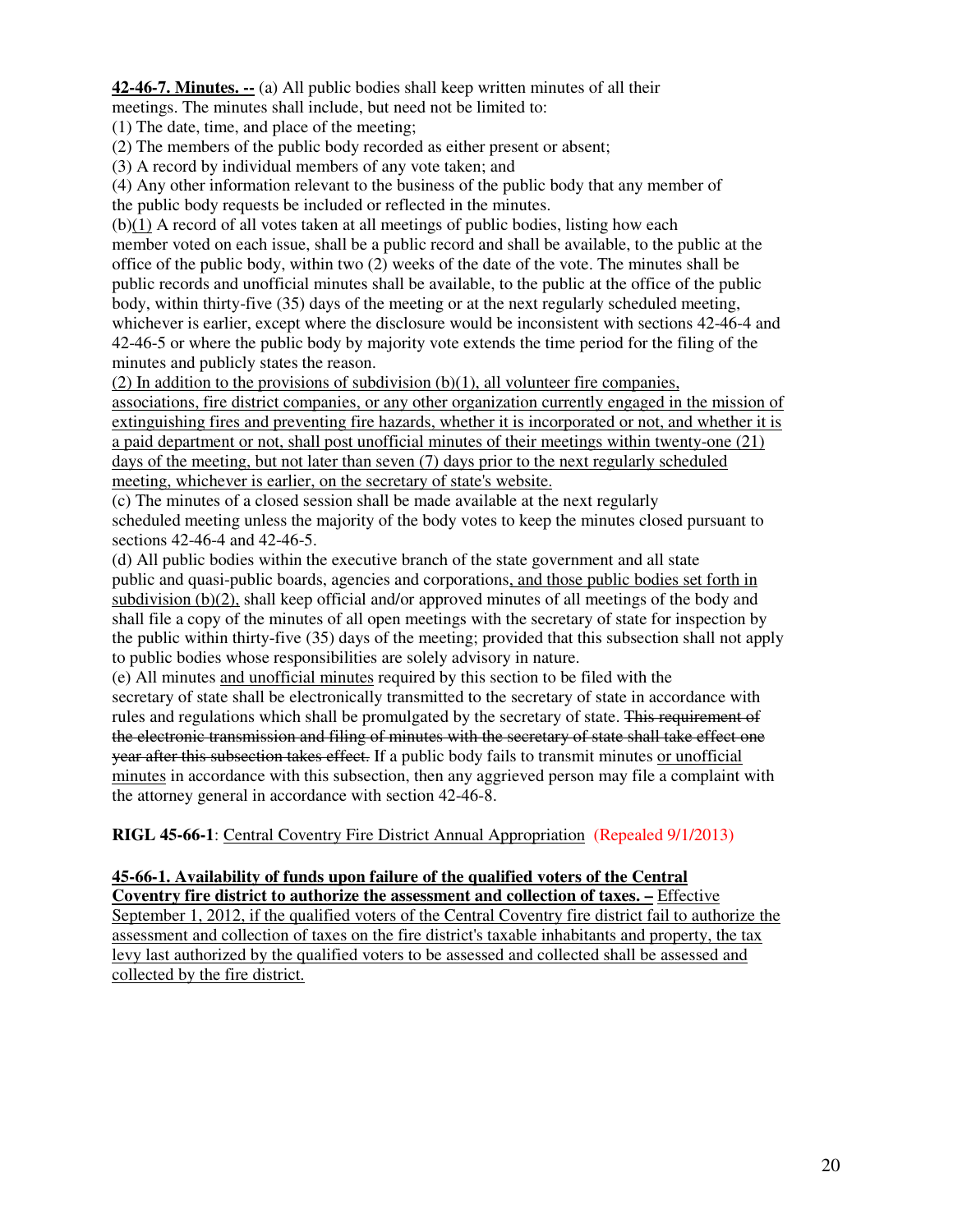**42-46-7. Minutes. --** (a) All public bodies shall keep written minutes of all their meetings. The minutes shall include, but need not be limited to:

(1) The date, time, and place of the meeting;

(2) The members of the public body recorded as either present or absent;

(3) A record by individual members of any vote taken; and

(4) Any other information relevant to the business of the public body that any member of the public body requests be included or reflected in the minutes.

(b)(1) A record of all votes taken at all meetings of public bodies, listing how each member voted on each issue, shall be a public record and shall be available, to the public at the office of the public body, within two (2) weeks of the date of the vote. The minutes shall be public records and unofficial minutes shall be available, to the public at the office of the public body, within thirty-five (35) days of the meeting or at the next regularly scheduled meeting, whichever is earlier, except where the disclosure would be inconsistent with sections 42-46-4 and 42-46-5 or where the public body by majority vote extends the time period for the filing of the minutes and publicly states the reason.

(2) In addition to the provisions of subdivision (b)(1), all volunteer fire companies, associations, fire district companies, or any other organization currently engaged in the mission of extinguishing fires and preventing fire hazards, whether it is incorporated or not, and whether it is a paid department or not, shall post unofficial minutes of their meetings within twenty-one (21) days of the meeting, but not later than seven (7) days prior to the next regularly scheduled meeting, whichever is earlier, on the secretary of state's website.

(c) The minutes of a closed session shall be made available at the next regularly scheduled meeting unless the majority of the body votes to keep the minutes closed pursuant to sections 42-46-4 and 42-46-5.

(d) All public bodies within the executive branch of the state government and all state public and quasi-public boards, agencies and corporations, and those public bodies set forth in subdivision (b)(2), shall keep official and/or approved minutes of all meetings of the body and shall file a copy of the minutes of all open meetings with the secretary of state for inspection by the public within thirty-five (35) days of the meeting; provided that this subsection shall not apply to public bodies whose responsibilities are solely advisory in nature.

(e) All minutes and unofficial minutes required by this section to be filed with the secretary of state shall be electronically transmitted to the secretary of state in accordance with rules and regulations which shall be promulgated by the secretary of state. ~~This requirement of the electronic transmission and filing of minutes with the secretary of state shall take effect one year after this subsection takes effect.~~ If a public body fails to transmit minutes or unofficial minutes in accordance with this subsection, then any aggrieved person may file a complaint with the attorney general in accordance with section 42-46-8.

**RIGL 45-66-1**: Central Coventry Fire District Annual Appropriation (Repealed 9/1/2013)

**45-66-1. Availability of funds upon failure of the qualified voters of the Central Coventry fire district to authorize the assessment and collection of taxes. –** Effective September 1, 2012, if the qualified voters of the Central Coventry fire district fail to authorize the assessment and collection of taxes on the fire district's taxable inhabitants and property, the tax levy last authorized by the qualified voters to be assessed and collected shall be assessed and collected by the fire district.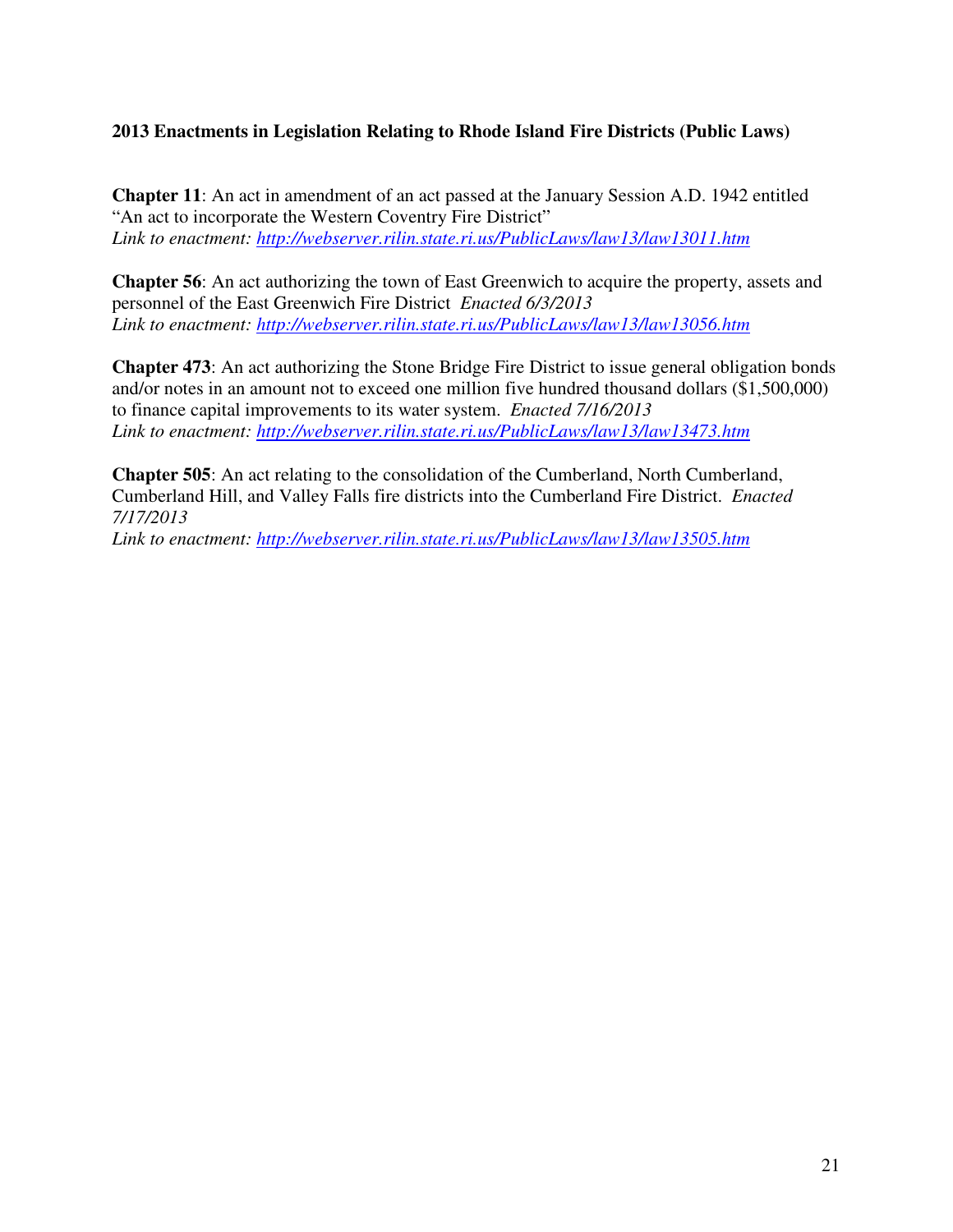**2013 Enactments in Legislation Relating to Rhode Island Fire Districts (Public Laws)**

**Chapter 11**: An act in amendment of an act passed at the January Session A.D. 1942 entitled "An act to incorporate the Western Coventry Fire District"
*Link to enactment: http://webserver.rilin.state.ri.us/PublicLaws/law13/law13011.htm*

**Chapter 56**: An act authorizing the town of East Greenwich to acquire the property, assets and personnel of the East Greenwich Fire District *Enacted 6/3/2013*
*Link to enactment: http://webserver.rilin.state.ri.us/PublicLaws/law13/law13056.htm*

**Chapter 473**: An act authorizing the Stone Bridge Fire District to issue general obligation bonds and/or notes in an amount not to exceed one million five hundred thousand dollars ($1,500,000) to finance capital improvements to its water system. *Enacted 7/16/2013*
*Link to enactment: http://webserver.rilin.state.ri.us/PublicLaws/law13/law13473.htm*

**Chapter 505**: An act relating to the consolidation of the Cumberland, North Cumberland, Cumberland Hill, and Valley Falls fire districts into the Cumberland Fire District. *Enacted 7/17/2013*
*Link to enactment: http://webserver.rilin.state.ri.us/PublicLaws/law13/law13505.htm*